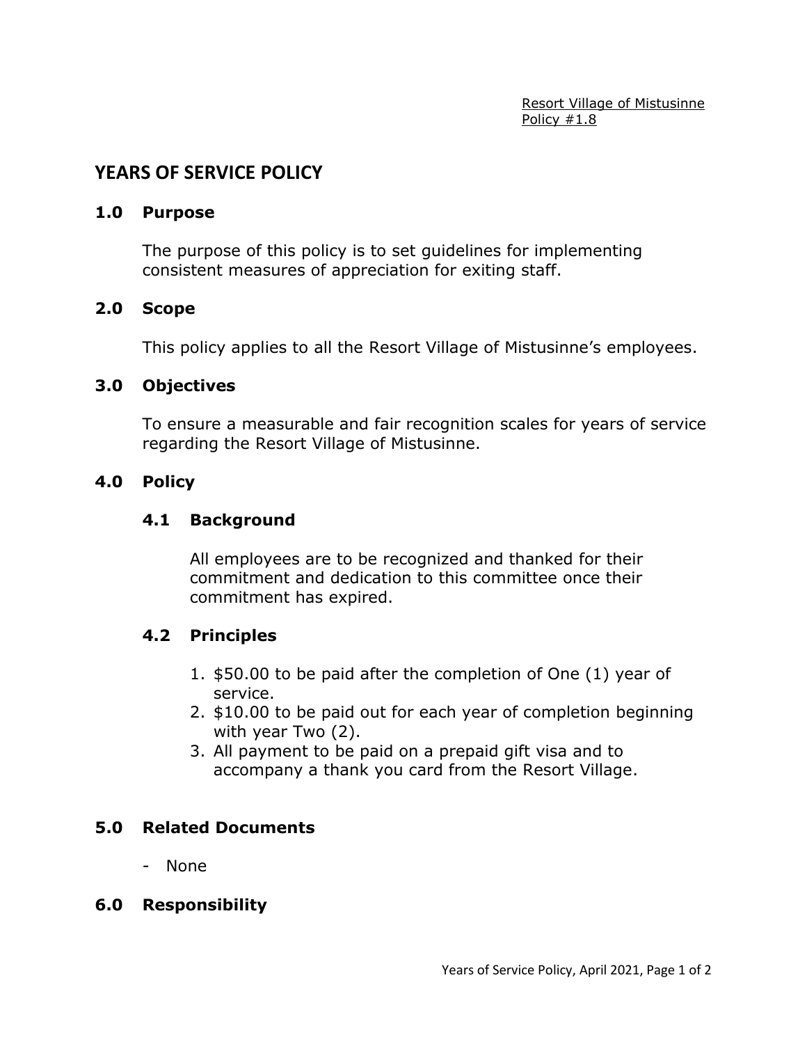Resort Village of Mistusinne
Policy #1.8

# YEARS OF SERVICE POLICY

## 1.0 Purpose

The purpose of this policy is to set guidelines for implementing consistent measures of appreciation for exiting staff.

## 2.0 Scope

This policy applies to all the Resort Village of Mistusinne's employees.

## 3.0 Objectives

To ensure a measurable and fair recognition scales for years of service regarding the Resort Village of Mistusinne.

## 4.0 Policy

### 4.1 Background

All employees are to be recognized and thanked for their commitment and dedication to this committee once their commitment has expired.

### 4.2 Principles

1. $50.00 to be paid after the completion of One (1) year of service.
2. $10.00 to be paid out for each year of completion beginning with year Two (2).
3. All payment to be paid on a prepaid gift visa and to accompany a thank you card from the Resort Village.

## 5.0 Related Documents

- None

## 6.0 Responsibility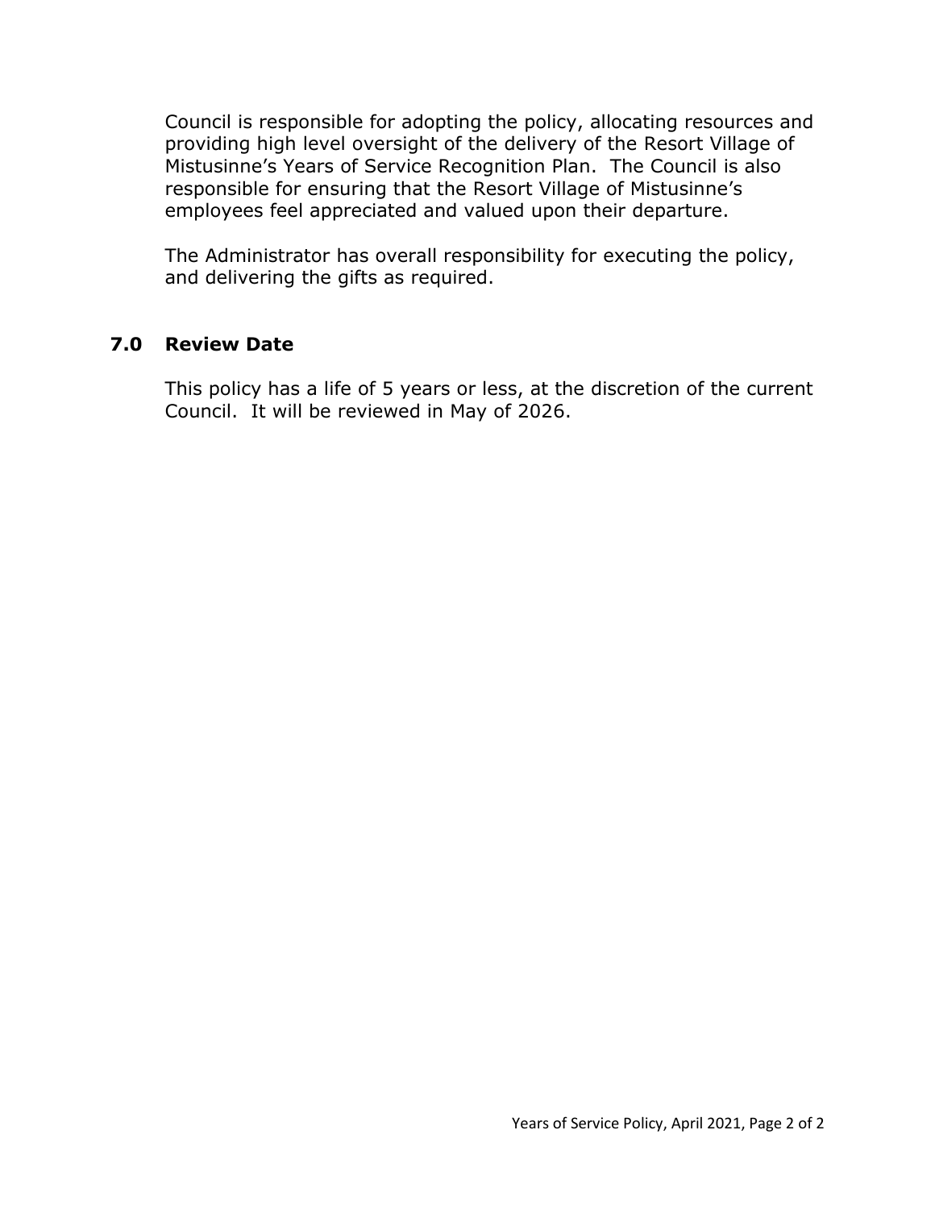Council is responsible for adopting the policy, allocating resources and providing high level oversight of the delivery of the Resort Village of Mistusinne's Years of Service Recognition Plan. The Council is also responsible for ensuring that the Resort Village of Mistusinne's employees feel appreciated and valued upon their departure.

The Administrator has overall responsibility for executing the policy, and delivering the gifts as required.

## 7.0 Review Date

This policy has a life of 5 years or less, at the discretion of the current Council. It will be reviewed in May of 2026.